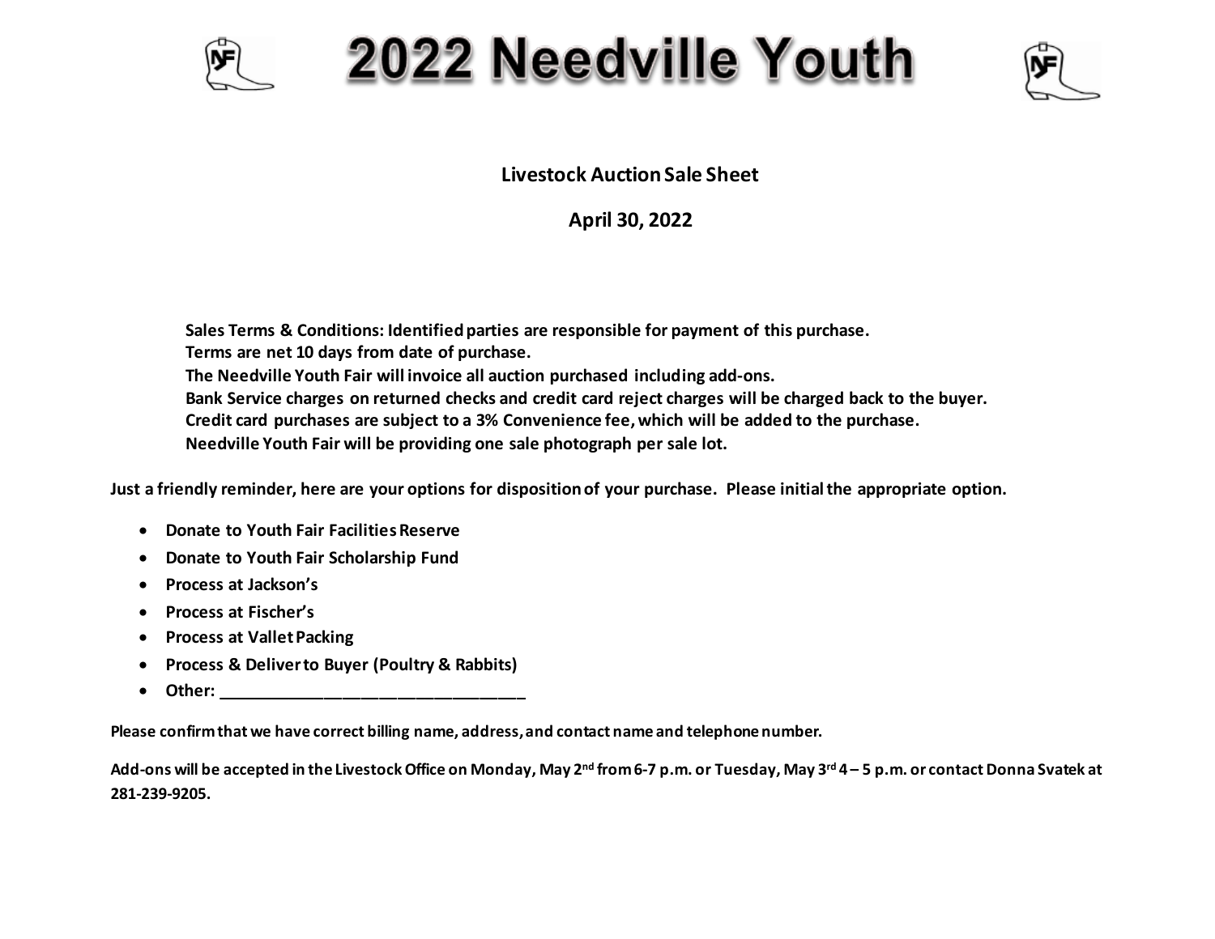# 2022 Needville Youth

**Livestock Auction Sale Sheet**

**April 30, 2022**

**Sales Terms & Conditions: Identified parties are responsible for payment of this purchase.**
**Terms are net 10 days from date of purchase.**
**The Needville Youth Fair will invoice all auction purchased including add-ons.**
**Bank Service charges on returned checks and credit card reject charges will be charged back to the buyer.**
**Credit card purchases are subject to a 3% Convenience fee, which will be added to the purchase.**
**Needville Youth Fair will be providing one sale photograph per sale lot.**

**Just a friendly reminder, here are your options for disposition of your purchase. Please initial the appropriate option.**

- **Donate to Youth Fair Facilities Reserve**
- **Donate to Youth Fair Scholarship Fund**
- **Process at Jackson's**
- **Process at Fischer's**
- **Process at Vallet Packing**
- **Process & Deliver to Buyer (Poultry & Rabbits)**
- **Other: _________________________________**

**Please confirm that we have correct billing name, address, and contact name and telephone number.**

**Add-ons will be accepted in the Livestock Office on Monday, May 2nd from 6-7 p.m. or Tuesday, May 3rd 4 – 5 p.m. or contact Donna Svatek at 281-239-9205.**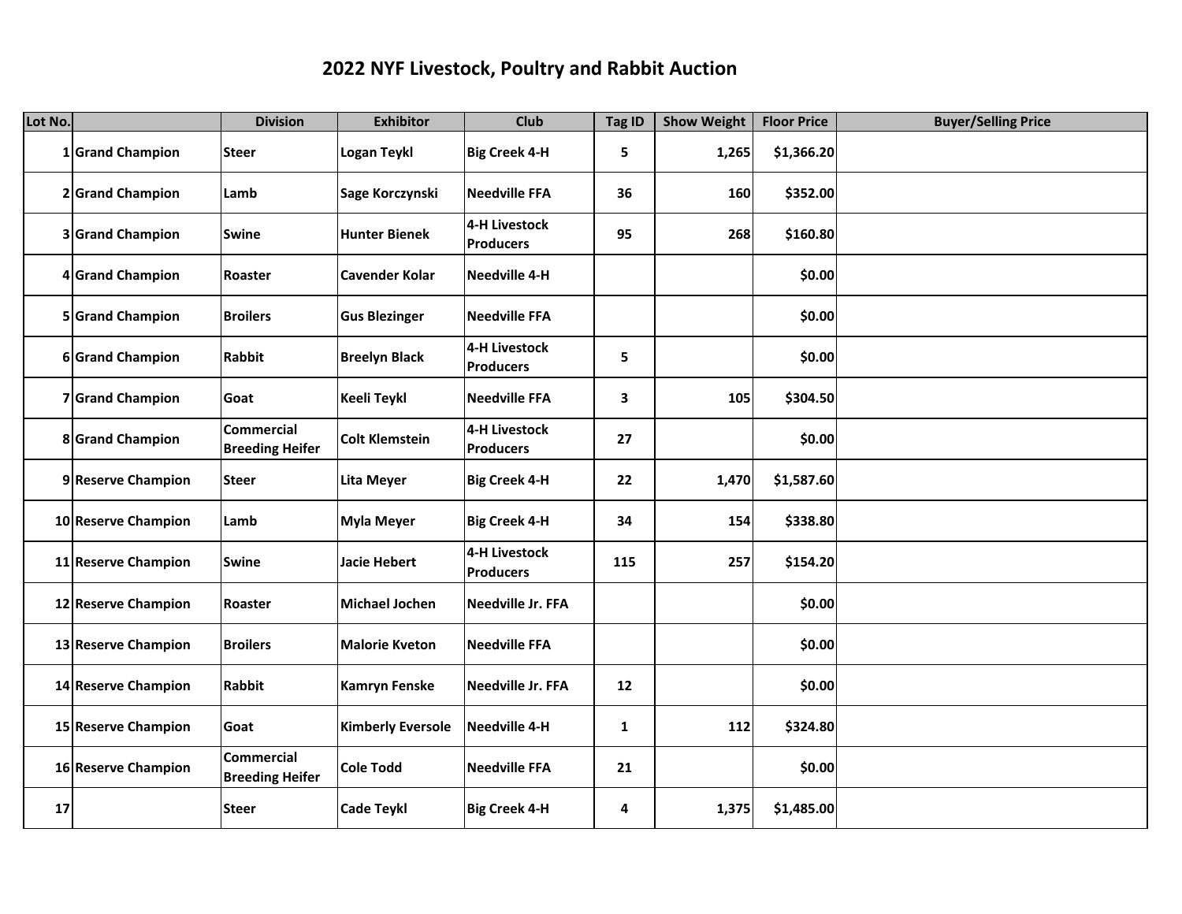# 2022 NYF Livestock, Poultry and Rabbit Auction

| Lot No. | | Division | Exhibitor | Club | Tag ID | Show Weight | Floor Price | Buyer/Selling Price |
|---|---|---|---|---|---|---|---|---|
| 1 | Grand Champion | Steer | Logan Teykl | Big Creek 4-H | 5 | 1,265 | $1,366.20 | |
| 2 | Grand Champion | Lamb | Sage Korczynski | Needville FFA | 36 | 160 | $352.00 | |
| 3 | Grand Champion | Swine | Hunter Bienek | 4-H Livestock Producers | 95 | 268 | $160.80 | |
| 4 | Grand Champion | Roaster | Cavender Kolar | Needville 4-H | | | $0.00 | |
| 5 | Grand Champion | Broilers | Gus Blezinger | Needville FFA | | | $0.00 | |
| 6 | Grand Champion | Rabbit | Breelyn Black | 4-H Livestock Producers | 5 | | $0.00 | |
| 7 | Grand Champion | Goat | Keeli Teykl | Needville FFA | 3 | 105 | $304.50 | |
| 8 | Grand Champion | Commercial Breeding Heifer | Colt Klemstein | 4-H Livestock Producers | 27 | | $0.00 | |
| 9 | Reserve Champion | Steer | Lita Meyer | Big Creek 4-H | 22 | 1,470 | $1,587.60 | |
| 10 | Reserve Champion | Lamb | Myla Meyer | Big Creek 4-H | 34 | 154 | $338.80 | |
| 11 | Reserve Champion | Swine | Jacie Hebert | 4-H Livestock Producers | 115 | 257 | $154.20 | |
| 12 | Reserve Champion | Roaster | Michael Jochen | Needville Jr. FFA | | | $0.00 | |
| 13 | Reserve Champion | Broilers | Malorie Kveton | Needville FFA | | | $0.00 | |
| 14 | Reserve Champion | Rabbit | Kamryn Fenske | Needville Jr. FFA | 12 | | $0.00 | |
| 15 | Reserve Champion | Goat | Kimberly Eversole | Needville 4-H | 1 | 112 | $324.80 | |
| 16 | Reserve Champion | Commercial Breeding Heifer | Cole Todd | Needville FFA | 21 | | $0.00 | |
| 17 | | Steer | Cade Teykl | Big Creek 4-H | 4 | 1,375 | $1,485.00 | |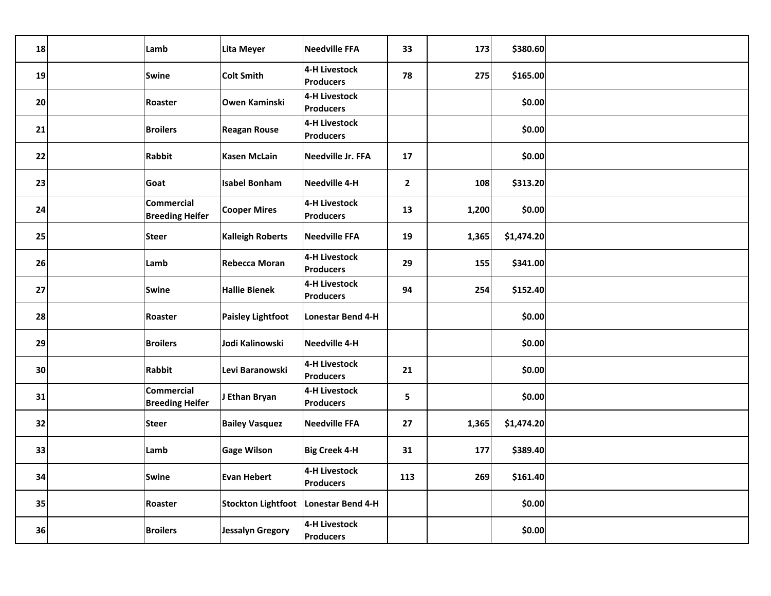| | | | | | | | | |
|---|---|---|---|---|---|---|---|---|
| 18 | | Lamb | Lita Meyer | Needville FFA | 33 | 173 | $380.60 | |
| 19 | | Swine | Colt Smith | 4-H Livestock Producers | 78 | 275 | $165.00 | |
| 20 | | Roaster | Owen Kaminski | 4-H Livestock Producers | | | $0.00 | |
| 21 | | Broilers | Reagan Rouse | 4-H Livestock Producers | | | $0.00 | |
| 22 | | Rabbit | Kasen McLain | Needville Jr. FFA | 17 | | $0.00 | |
| 23 | | Goat | Isabel Bonham | Needville 4-H | 2 | 108 | $313.20 | |
| 24 | | Commercial Breeding Heifer | Cooper Mires | 4-H Livestock Producers | 13 | 1,200 | $0.00 | |
| 25 | | Steer | Kalleigh Roberts | Needville FFA | 19 | 1,365 | $1,474.20 | |
| 26 | | Lamb | Rebecca Moran | 4-H Livestock Producers | 29 | 155 | $341.00 | |
| 27 | | Swine | Hallie Bienek | 4-H Livestock Producers | 94 | 254 | $152.40 | |
| 28 | | Roaster | Paisley Lightfoot | Lonestar Bend 4-H | | | $0.00 | |
| 29 | | Broilers | Jodi Kalinowski | Needville 4-H | | | $0.00 | |
| 30 | | Rabbit | Levi Baranowski | 4-H Livestock Producers | 21 | | $0.00 | |
| 31 | | Commercial Breeding Heifer | J Ethan Bryan | 4-H Livestock Producers | 5 | | $0.00 | |
| 32 | | Steer | Bailey Vasquez | Needville FFA | 27 | 1,365 | $1,474.20 | |
| 33 | | Lamb | Gage Wilson | Big Creek 4-H | 31 | 177 | $389.40 | |
| 34 | | Swine | Evan Hebert | 4-H Livestock Producers | 113 | 269 | $161.40 | |
| 35 | | Roaster | Stockton Lightfoot | Lonestar Bend 4-H | | | $0.00 | |
| 36 | | Broilers | Jessalyn Gregory | 4-H Livestock Producers | | | $0.00 | |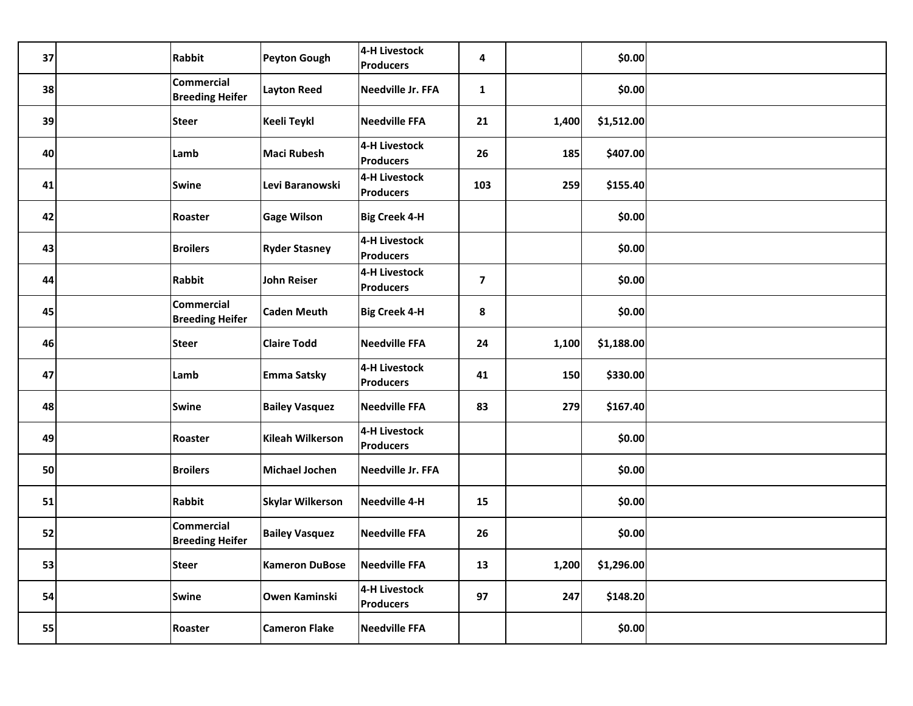| | | | | | | | | |
|---|---|---|---|---|---|---|---|---|
| 37 | | Rabbit | Peyton Gough | 4-H Livestock Producers | 4 | | $0.00 | |
| 38 | | Commercial Breeding Heifer | Layton Reed | Needville Jr. FFA | 1 | | $0.00 | |
| 39 | | Steer | Keeli Teykl | Needville FFA | 21 | 1,400 | $1,512.00 | |
| 40 | | Lamb | Maci Rubesh | 4-H Livestock Producers | 26 | 185 | $407.00 | |
| 41 | | Swine | Levi Baranowski | 4-H Livestock Producers | 103 | 259 | $155.40 | |
| 42 | | Roaster | Gage Wilson | Big Creek 4-H | | | $0.00 | |
| 43 | | Broilers | Ryder Stasney | 4-H Livestock Producers | | | $0.00 | |
| 44 | | Rabbit | John Reiser | 4-H Livestock Producers | 7 | | $0.00 | |
| 45 | | Commercial Breeding Heifer | Caden Meuth | Big Creek 4-H | 8 | | $0.00 | |
| 46 | | Steer | Claire Todd | Needville FFA | 24 | 1,100 | $1,188.00 | |
| 47 | | Lamb | Emma Satsky | 4-H Livestock Producers | 41 | 150 | $330.00 | |
| 48 | | Swine | Bailey Vasquez | Needville FFA | 83 | 279 | $167.40 | |
| 49 | | Roaster | Kileah Wilkerson | 4-H Livestock Producers | | | $0.00 | |
| 50 | | Broilers | Michael Jochen | Needville Jr. FFA | | | $0.00 | |
| 51 | | Rabbit | Skylar Wilkerson | Needville 4-H | 15 | | $0.00 | |
| 52 | | Commercial Breeding Heifer | Bailey Vasquez | Needville FFA | 26 | | $0.00 | |
| 53 | | Steer | Kameron DuBose | Needville FFA | 13 | 1,200 | $1,296.00 | |
| 54 | | Swine | Owen Kaminski | 4-H Livestock Producers | 97 | 247 | $148.20 | |
| 55 | | Roaster | Cameron Flake | Needville FFA | | | $0.00 | |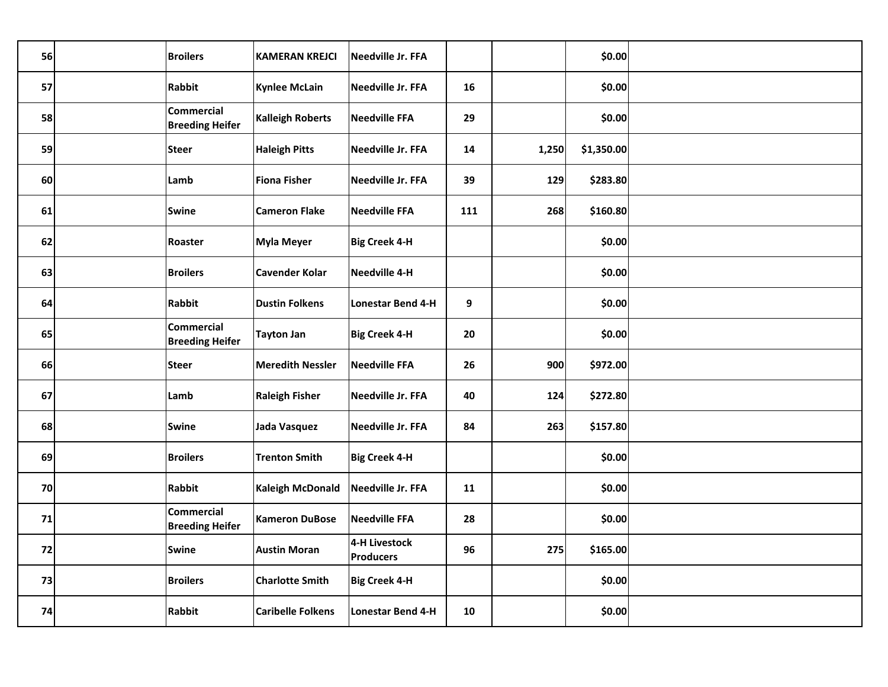| | | | | | | | | |
|---|---|---|---|---|---|---|---|---|
| 56 | | Broilers | KAMERAN KREJCI | Needville Jr. FFA | | | $0.00 | |
| 57 | | Rabbit | Kynlee McLain | Needville Jr. FFA | 16 | | $0.00 | |
| 58 | | Commercial Breeding Heifer | Kalleigh Roberts | Needville FFA | 29 | | $0.00 | |
| 59 | | Steer | Haleigh Pitts | Needville Jr. FFA | 14 | 1,250 | $1,350.00 | |
| 60 | | Lamb | Fiona Fisher | Needville Jr. FFA | 39 | 129 | $283.80 | |
| 61 | | Swine | Cameron Flake | Needville FFA | 111 | 268 | $160.80 | |
| 62 | | Roaster | Myla Meyer | Big Creek 4-H | | | $0.00 | |
| 63 | | Broilers | Cavender Kolar | Needville 4-H | | | $0.00 | |
| 64 | | Rabbit | Dustin Folkens | Lonestar Bend 4-H | 9 | | $0.00 | |
| 65 | | Commercial Breeding Heifer | Tayton Jan | Big Creek 4-H | 20 | | $0.00 | |
| 66 | | Steer | Meredith Nessler | Needville FFA | 26 | 900 | $972.00 | |
| 67 | | Lamb | Raleigh Fisher | Needville Jr. FFA | 40 | 124 | $272.80 | |
| 68 | | Swine | Jada Vasquez | Needville Jr. FFA | 84 | 263 | $157.80 | |
| 69 | | Broilers | Trenton Smith | Big Creek 4-H | | | $0.00 | |
| 70 | | Rabbit | Kaleigh McDonald | Needville Jr. FFA | 11 | | $0.00 | |
| 71 | | Commercial Breeding Heifer | Kameron DuBose | Needville FFA | 28 | | $0.00 | |
| 72 | | Swine | Austin Moran | 4-H Livestock Producers | 96 | 275 | $165.00 | |
| 73 | | Broilers | Charlotte Smith | Big Creek 4-H | | | $0.00 | |
| 74 | | Rabbit | Caribelle Folkens | Lonestar Bend 4-H | 10 | | $0.00 | |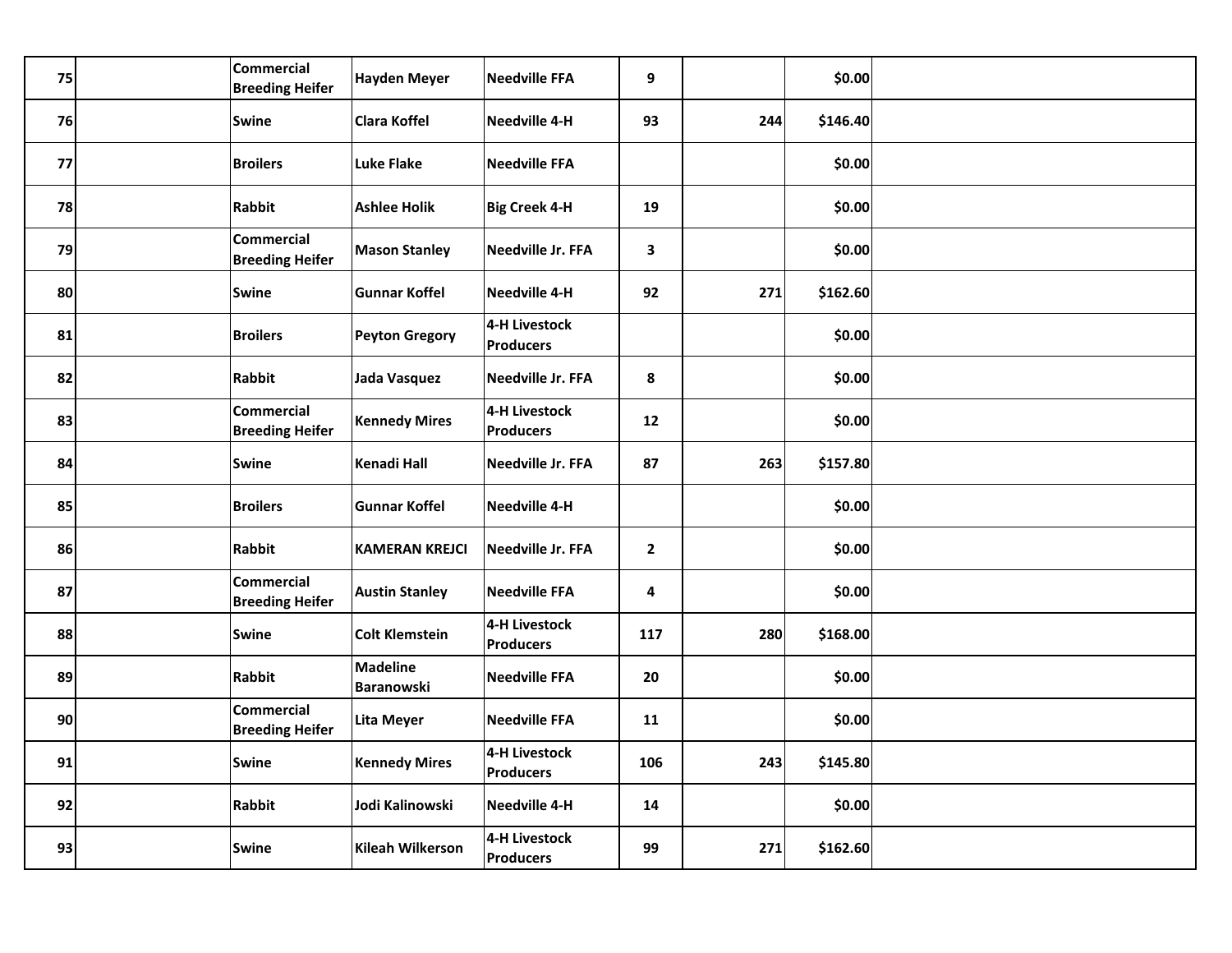| | | | | | | | | |
|---|---|---|---|---|---|---|---|---|
| 75 | | Commercial Breeding Heifer | Hayden Meyer | Needville FFA | 9 | | $0.00 | |
| 76 | | Swine | Clara Koffel | Needville 4-H | 93 | 244 | $146.40 | |
| 77 | | Broilers | Luke Flake | Needville FFA | | | $0.00 | |
| 78 | | Rabbit | Ashlee Holik | Big Creek 4-H | 19 | | $0.00 | |
| 79 | | Commercial Breeding Heifer | Mason Stanley | Needville Jr. FFA | 3 | | $0.00 | |
| 80 | | Swine | Gunnar Koffel | Needville 4-H | 92 | 271 | $162.60 | |
| 81 | | Broilers | Peyton Gregory | 4-H Livestock Producers | | | $0.00 | |
| 82 | | Rabbit | Jada Vasquez | Needville Jr. FFA | 8 | | $0.00 | |
| 83 | | Commercial Breeding Heifer | Kennedy Mires | 4-H Livestock Producers | 12 | | $0.00 | |
| 84 | | Swine | Kenadi Hall | Needville Jr. FFA | 87 | 263 | $157.80 | |
| 85 | | Broilers | Gunnar Koffel | Needville 4-H | | | $0.00 | |
| 86 | | Rabbit | KAMERAN KREJCI | Needville Jr. FFA | 2 | | $0.00 | |
| 87 | | Commercial Breeding Heifer | Austin Stanley | Needville FFA | 4 | | $0.00 | |
| 88 | | Swine | Colt Klemstein | 4-H Livestock Producers | 117 | 280 | $168.00 | |
| 89 | | Rabbit | Madeline Baranowski | Needville FFA | 20 | | $0.00 | |
| 90 | | Commercial Breeding Heifer | Lita Meyer | Needville FFA | 11 | | $0.00 | |
| 91 | | Swine | Kennedy Mires | 4-H Livestock Producers | 106 | 243 | $145.80 | |
| 92 | | Rabbit | Jodi Kalinowski | Needville 4-H | 14 | | $0.00 | |
| 93 | | Swine | Kileah Wilkerson | 4-H Livestock Producers | 99 | 271 | $162.60 | |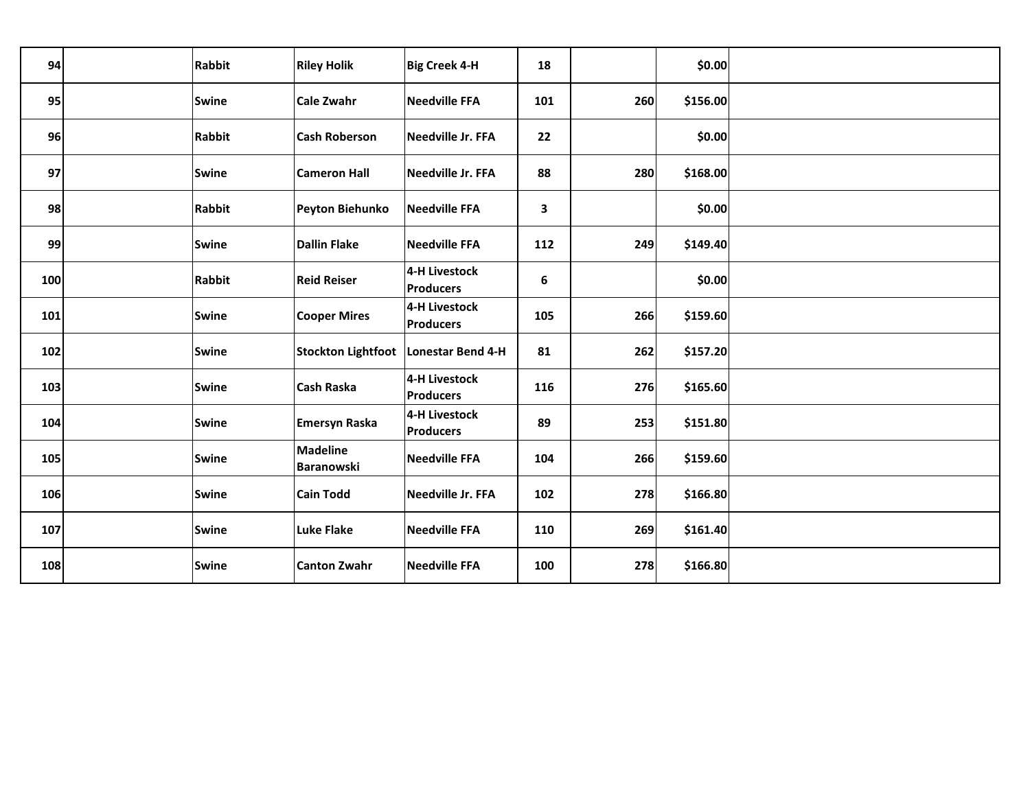| | | | | | | | | |
|---|---|---|---|---|---|---|---|---|
| **94** | | **Rabbit** | **Riley Holik** | **Big Creek 4-H** | **18** | | **$0.00** | |
| **95** | | **Swine** | **Cale Zwahr** | **Needville FFA** | **101** | **260** | **$156.00** | |
| **96** | | **Rabbit** | **Cash Roberson** | **Needville Jr. FFA** | **22** | | **$0.00** | |
| **97** | | **Swine** | **Cameron Hall** | **Needville Jr. FFA** | **88** | **280** | **$168.00** | |
| **98** | | **Rabbit** | **Peyton Biehunko** | **Needville FFA** | **3** | | **$0.00** | |
| **99** | | **Swine** | **Dallin Flake** | **Needville FFA** | **112** | **249** | **$149.40** | |
| **100** | | **Rabbit** | **Reid Reiser** | **4-H Livestock Producers** | **6** | | **$0.00** | |
| **101** | | **Swine** | **Cooper Mires** | **4-H Livestock Producers** | **105** | **266** | **$159.60** | |
| **102** | | **Swine** | **Stockton Lightfoot** | **Lonestar Bend 4-H** | **81** | **262** | **$157.20** | |
| **103** | | **Swine** | **Cash Raska** | **4-H Livestock Producers** | **116** | **276** | **$165.60** | |
| **104** | | **Swine** | **Emersyn Raska** | **4-H Livestock Producers** | **89** | **253** | **$151.80** | |
| **105** | | **Swine** | **Madeline Baranowski** | **Needville FFA** | **104** | **266** | **$159.60** | |
| **106** | | **Swine** | **Cain Todd** | **Needville Jr. FFA** | **102** | **278** | **$166.80** | |
| **107** | | **Swine** | **Luke Flake** | **Needville FFA** | **110** | **269** | **$161.40** | |
| **108** | | **Swine** | **Canton Zwahr** | **Needville FFA** | **100** | **278** | **$166.80** | |